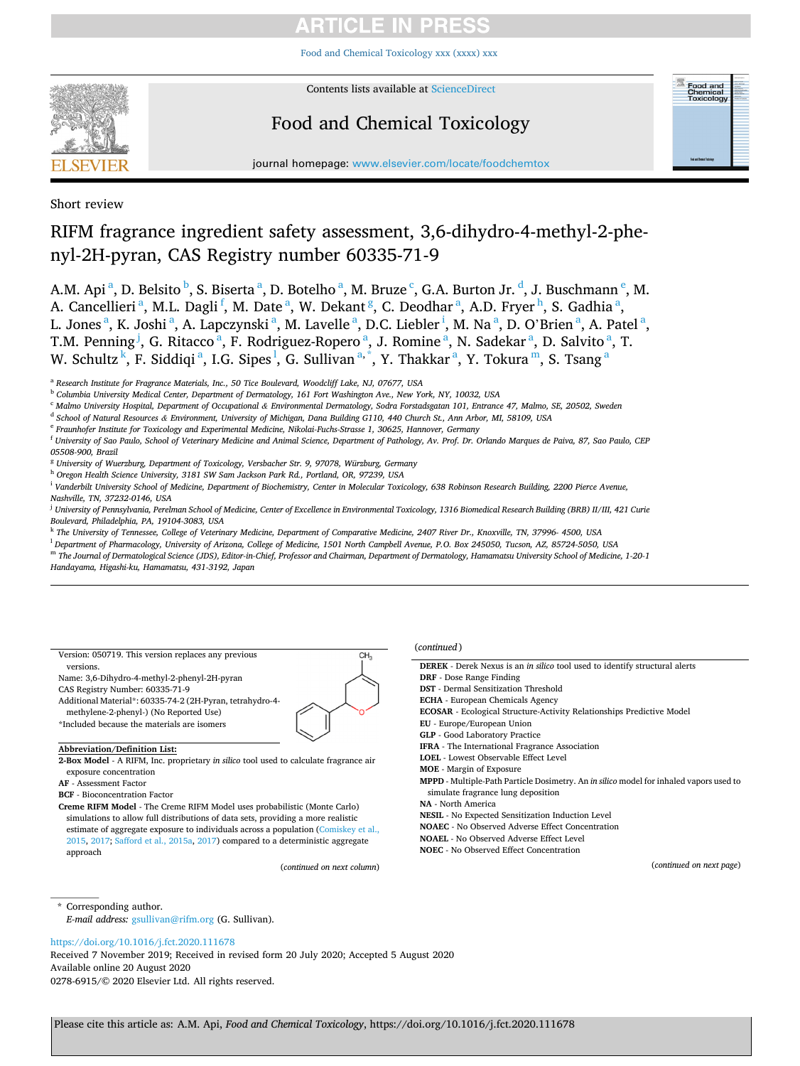Short review

# RIFM fragrance ingredient safety assessment, 3,6-dihydro-4-methyl-2-phenyl-2H-pyran, CAS Registry number 60335-71-9

A.M. Api[a], D. Belsito[b], S. Biserta[a], D. Botelho[a], M. Bruze[c], G.A. Burton Jr.[d], J. Buschmann[e], M.A. Cancellieri[a], M.L. Dagli[f], M. Date[a], W. Dekant[g], C. Deodhar[a], A.D. Fryer[h], S. Gadhia[a], L. Jones[a], K. Joshi[a], A. Lapczynski[a], M. Lavelle[a], D.C. Liebler[i], M. Na[a], D. O'Brien[a], A. Patel[a], T.M. Penning[j], G. Ritacco[a], F. Rodriguez-Ropero[a], J. Romine[a], N. Sadekar[a], D. Salvito[a], T.W. Schultz[k], F. Siddiqi[a], I.G. Sipes[l], G. Sullivan[a,*], Y. Thakkar[a], Y. Tokura[m], S. Tsang[a]

[a] Research Institute for Fragrance Materials, Inc., 50 Tice Boulevard, Woodcliff Lake, NJ, 07677, USA
[b] Columbia University Medical Center, Department of Dermatology, 161 Fort Washington Ave., New York, NY, 10032, USA
[c] Malmo University Hospital, Department of Occupational & Environmental Dermatology, Sodra Forstadsgatan 101, Entrance 47, Malmo, SE, 20502, Sweden
[d] School of Natural Resources & Environment, University of Michigan, Dana Building G110, 440 Church St., Ann Arbor, MI, 58109, USA
[e] Fraunhofer Institute for Toxicology and Experimental Medicine, Nikolai-Fuchs-Strasse 1, 30625, Hannover, Germany
[f] University of Sao Paulo, School of Veterinary Medicine and Animal Science, Department of Pathology, Av. Prof. Dr. Orlando Marques de Paiva, 87, Sao Paulo, CEP 05508-900, Brazil
[g] University of Wuerzburg, Department of Toxicology, Versbacher Str. 9, 97078, Würzburg, Germany
[h] Oregon Health Science University, 3181 SW Sam Jackson Park Rd., Portland, OR, 97239, USA
[i] Vanderbilt University School of Medicine, Department of Biochemistry, Center in Molecular Toxicology, 638 Robinson Research Building, 2200 Pierce Avenue, Nashville, TN, 37232-0146, USA
[j] University of Pennsylvania, Perelman School of Medicine, Center of Excellence in Environmental Toxicology, 1316 Biomedical Research Building (BRB) II/III, 421 Curie Boulevard, Philadelphia, PA, 19104-3083, USA
[k] The University of Tennessee, College of Veterinary Medicine, Department of Comparative Medicine, 2407 River Dr., Knoxville, TN, 37996- 4500, USA
[l] Department of Pharmacology, University of Arizona, College of Medicine, 1501 North Campbell Avenue, P.O. Box 245050, Tucson, AZ, 85724-5050, USA
[m] The Journal of Dermatological Science (JDS), Editor-in-Chief, Professor and Chairman, Department of Dermatology, Hamamatsu University School of Medicine, 1-20-1 Handayama, Higashi-ku, Hamamatsu, 431-3192, Japan

Version: 050719. This version replaces any previous versions.
Name: 3,6-Dihydro-4-methyl-2-phenyl-2H-pyran
CAS Registry Number: 60335-71-9
Additional Material*: 60335-74-2 (2H-Pyran, tetrahydro-4-methylene-2-phenyl-) (No Reported Use)
*Included because the materials are isomers

**Abbreviation/Definition List:**

**2-Box Model** - A RIFM, Inc. proprietary *in silico* tool used to calculate fragrance air exposure concentration
**AF** - Assessment Factor
**BCF** - Bioconcentration Factor
**Creme RIFM Model** - The Creme RIFM Model uses probabilistic (Monte Carlo) simulations to allow full distributions of data sets, providing a more realistic estimate of aggregate exposure to individuals across a population (Comiskey et al., 2015, 2017; Safford et al., 2015a, 2017) compared to a deterministic aggregate approach
**DEREK** - Derek Nexus is an *in silico* tool used to identify structural alerts
**DRF** - Dose Range Finding
**DST** - Dermal Sensitization Threshold
**ECHA** - European Chemicals Agency
**ECOSAR** - Ecological Structure-Activity Relationships Predictive Model
**EU** - Europe/European Union
**GLP** - Good Laboratory Practice
**IFRA** - The International Fragrance Association
**LOEL** - Lowest Observable Effect Level
**MOE** - Margin of Exposure
**MPPD** - Multiple-Path Particle Dosimetry. An *in silico* model for inhaled vapors used to simulate fragrance lung deposition
**NA** - North America
**NESIL** - No Expected Sensitization Induction Level
**NOAEC** - No Observed Adverse Effect Concentration
**NOAEL** - No Observed Adverse Effect Level
**NOEC** - No Observed Effect Concentration

(continued on next page)

* Corresponding author.
*E-mail address:* gsullivan@rifm.org (G. Sullivan).

https://doi.org/10.1016/j.fct.2020.111678
Received 7 November 2019; Received in revised form 20 July 2020; Accepted 5 August 2020
Available online 20 August 2020
0278-6915/© 2020 Elsevier Ltd. All rights reserved.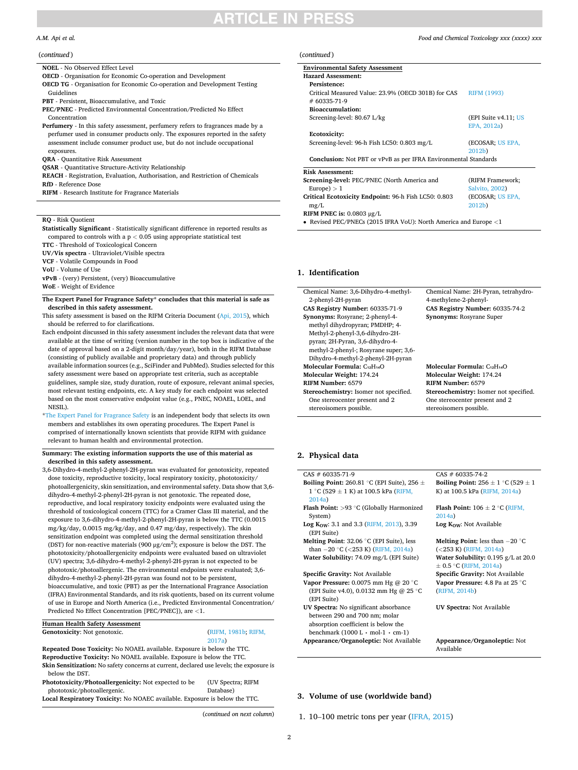(*continued*)

**NOEL** - No Observed Effect Level
**OECD** - Organisation for Economic Co-operation and Development
**OECD TG** - Organisation for Economic Co-operation and Development Testing Guidelines
**PBT** - Persistent, Bioaccumulative, and Toxic
**PEC/PNEC** - Predicted Environmental Concentration/Predicted No Effect Concentration
**Perfumery** - In this safety assessment, perfumery refers to fragrances made by a perfumer used in consumer products only. The exposures reported in the safety assessment include consumer product use, but do not include occupational exposures.
**QRA** - Quantitative Risk Assessment
**QSAR** - Quantitative Structure-Activity Relationship
**REACH** - Registration, Evaluation, Authorisation, and Restriction of Chemicals
**RfD** - Reference Dose
**RIFM** - Research Institute for Fragrance Materials
**RQ** - Risk Quotient
**Statistically Significant** - Statistically significant difference in reported results as compared to controls with a $p < 0.05$ using appropriate statistical test
**TTC** - Threshold of Toxicological Concern
**UV/Vis spectra** - Ultraviolet/Visible spectra
**VCF** - Volatile Compounds in Food
**VoU** - Volume of Use
**vPvB** - (very) Persistent, (very) Bioaccumulative
**WoE** - Weight of Evidence

**The Expert Panel for Fragrance Safety\* concludes that this material is safe as described in this safety assessment.**

This safety assessment is based on the RIFM Criteria Document (Api, 2015), which should be referred to for clarifications.

Each endpoint discussed in this safety assessment includes the relevant data that were available at the time of writing (version number in the top box is indicative of the date of approval based on a 2-digit month/day/year), both in the RIFM Database (consisting of publicly available and proprietary data) and through publicly available information sources (e.g., SciFinder and PubMed). Studies selected for this safety assessment were based on appropriate test criteria, such as acceptable guidelines, sample size, study duration, route of exposure, relevant animal species, most relevant testing endpoints, etc. A key study for each endpoint was selected based on the most conservative endpoint value (e.g., PNEC, NOAEL, LOEL, and NESIL).

\*The Expert Panel for Fragrance Safety is an independent body that selects its own members and establishes its own operating procedures. The Expert Panel is comprised of internationally known scientists that provide RIFM with guidance relevant to human health and environmental protection.

**Summary: The existing information supports the use of this material as described in this safety assessment.**

3,6-Dihydro-4-methyl-2-phenyl-2H-pyran was evaluated for genotoxicity, repeated dose toxicity, reproductive toxicity, local respiratory toxicity, phototoxicity/photoallergenicity, skin sensitization, and environmental safety. Data show that 3,6-dihydro-4-methyl-2-phenyl-2H-pyran is not genotoxic. The repeated dose, reproductive, and local respiratory toxicity endpoints were evaluated using the threshold of toxicological concern (TTC) for a Cramer Class III material, and the exposure to 3,6-dihydro-4-methyl-2-phenyl-2H-pyran is below the TTC (0.0015 mg/kg/day, 0.0015 mg/kg/day, and 0.47 mg/day, respectively). The skin sensitization endpoint was completed using the dermal sensitization threshold (DST) for non-reactive materials (900 μg/cm$^2$); exposure is below the DST. The phototoxicity/photoallergenicity endpoints were evaluated based on ultraviolet (UV) spectra; 3,6-dihydro-4-methyl-2-phenyl-2H-pyran is not expected to be phototoxic/photoallergenic. The environmental endpoints were evaluated; 3,6-dihydro-4-methyl-2-phenyl-2H-pyran was found not to be persistent, bioaccumulative, and toxic (PBT) as per the International Fragrance Association (IFRA) Environmental Standards, and its risk quotients, based on its current volume of use in Europe and North America (i.e., Predicted Environmental Concentration/Predicted No Effect Concentration [PEC/PNEC]), are <1.

**Human Health Safety Assessment**

| | |
|---|---|
| **Genotoxicity:** Not genotoxic. | (RIFM, 1981b; RIFM, 2017a) |
| **Repeated Dose Toxicity:** No NOAEL available. Exposure is below the TTC. | |
| **Reproductive Toxicity:** No NOAEL available. Exposure is below the TTC. | |
| **Skin Sensitization:** No safety concerns at current, declared use levels; the exposure is below the DST. | |
| **Phototoxicity/Photoallergenicity:** Not expected to be phototoxic/photoallergenic. | (UV Spectra; RIFM Database) |
| **Local Respiratory Toxicity:** No NOAEC available. Exposure is below the TTC. | |

(*continued on next column*)

(*continued*)

**Environmental Safety Assessment**

| | |
|---|---|
| **Hazard Assessment:** | |
| **Persistence:** | |
| Critical Measured Value: 23.9% (OECD 301B) for CAS # 60335-71-9 | RIFM (1993) |
| **Bioaccumulation:** | |
| Screening-level: 80.67 L/kg | (EPI Suite v4.11; US EPA, 2012a) |
| **Ecotoxicity:** | |
| Screening-level: 96-h Fish LC50: 0.803 mg/L | (ECOSAR; US EPA, 2012b) |
| **Conclusion:** Not PBT or vPvB as per IFRA Environmental Standards | |
| **Risk Assessment:** | |
| **Screening-level:** PEC/PNEC (North America and Europe) > 1 | (RIFM Framework; Salvito, 2002) |
| **Critical Ecotoxicity Endpoint:** 96-h Fish LC50: 0.803 mg/L | (ECOSAR; US EPA, 2012b) |
| **RIFM PNEC is:** 0.0803 μg/L | |
| • Revised PEC/PNECs (2015 IFRA VoU): North America and Europe <1 | |

## 1. Identification

| | |
|---|---|
| Chemical Name: 3,6-Dihydro-4-methyl-2-phenyl-2H-pyran | Chemical Name: 2H-Pyran, tetrahydro-4-methylene-2-phenyl- |
| **CAS Registry Number:** 60335-71-9 | **CAS Registry Number:** 60335-74-2 |
| **Synonyms:** Rosyrane; 2-phenyl-4-methyl dihydropyran; PMDHP; 4-Methyl-2-phenyl-3,6-dihydro-2H-pyran; 2H-Pyran, 3,6-dihydro-4-methyl-2-phenyl-; Rosyrane super; 3,6-Dihydro-4-methyl-2-phenyl-2H-pyran | **Synonyms:** Rosyrane Super |
| **Molecular Formula:** $C_{12}H_{14}O$ | **Molecular Formula:** $C_{12}H_{14}O$ |
| **Molecular Weight:** 174.24 | **Molecular Weight:** 174.24 |
| **RIFM Number:** 6579 | **RIFM Number:** 6579 |
| **Stereochemistry:** Isomer not specified. One stereocenter present and 2 stereoisomers possible. | **Stereochemistry:** Isomer not specified. One stereocenter present and 2 stereoisomers possible. |

## 2. Physical data

| | |
|---|---|
| CAS # 60335-71-9 | CAS # 60335-74-2 |
| **Boiling Point:** 260.81 °C (EPI Suite), 256 ± 1 °C (529 ± 1 K) at 100.5 kPa (RIFM, 2014a) | **Boiling Point:** 256 ± 1 °C (529 ± 1 K) at 100.5 kPa (RIFM, 2014a) |
| **Flash Point:** >93 °C (Globally Harmonized System) | **Flash Point:** 106 ± 2 °C (RIFM, 2014a) |
| **Log $K_{OW}$:** 3.1 and 3.3 (RIFM, 2013), 3.39 (EPI Suite) | **Log $K_{OW}$:** Not Available |
| **Melting Point:** 32.06 °C (EPI Suite), less than −20 °C (<253 K) (RIFM, 2014a) | **Melting Point:** less than −20 °C (<253 K) (RIFM, 2014a) |
| **Water Solubility:** 74.09 mg/L (EPI Suite) | **Water Solubility:** 0.195 g/L at 20.0 ± 0.5 °C (RIFM, 2014a) |
| **Specific Gravity:** Not Available | **Specific Gravity:** Not Available |
| **Vapor Pressure:** 0.0075 mm Hg @ 20 °C (EPI Suite v4.0), 0.0132 mm Hg @ 25 °C (EPI Suite) | **Vapor Pressure:** 4.8 Pa at 25 °C (RIFM, 2014b) |
| **UV Spectra:** No significant absorbance between 290 and 700 nm; molar absorption coefficient is below the benchmark (1000 L • mol-1 • cm-1) | **UV Spectra:** Not Available |
| **Appearance/Organoleptic:** Not Available | **Appearance/Organoleptic:** Not Available |

## 3. Volume of use (worldwide band)

1. 10–100 metric tons per year (IFRA, 2015)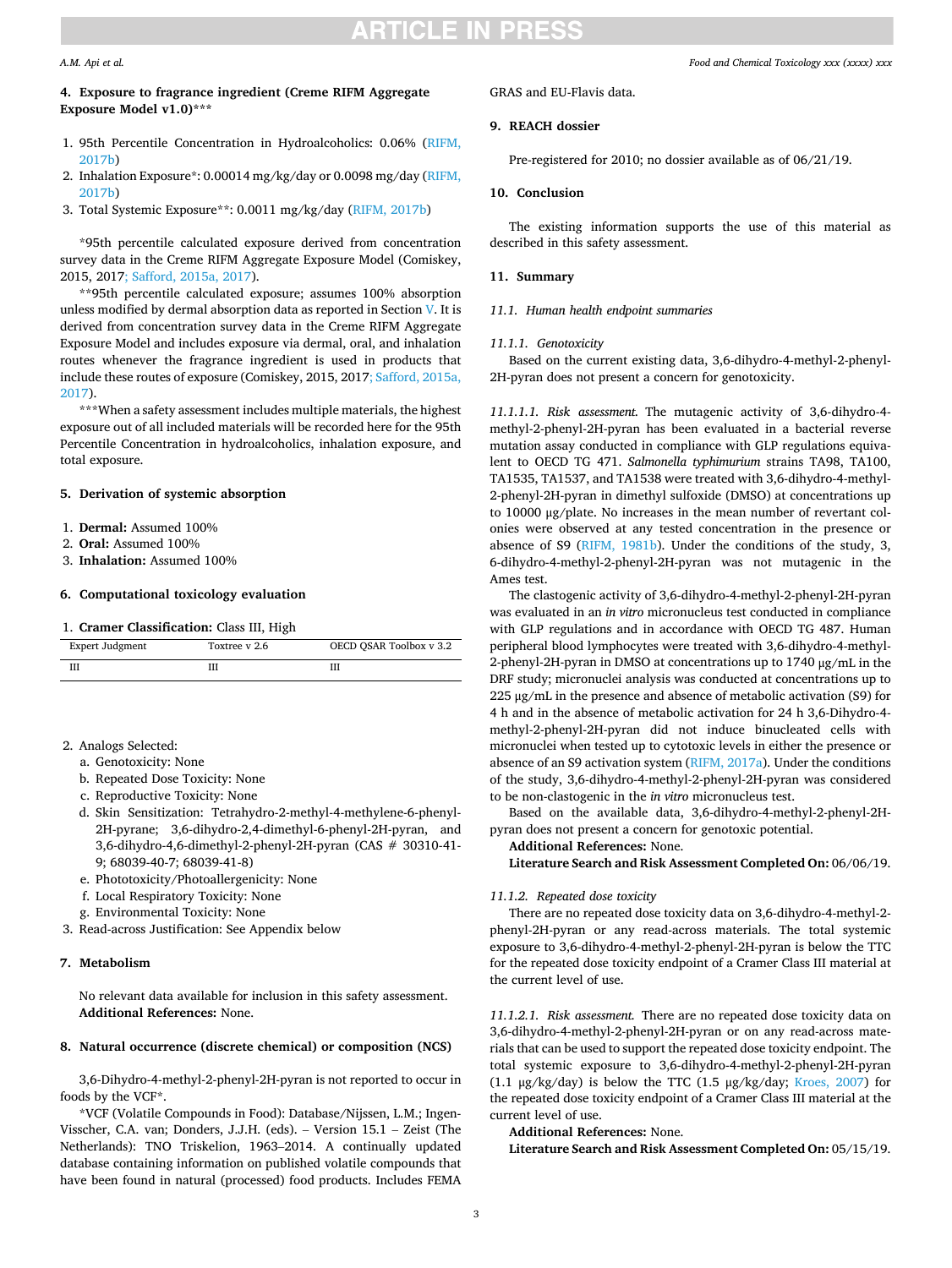## 4. Exposure to fragrance ingredient (Creme RIFM Aggregate Exposure Model v1.0)***

1. 95th Percentile Concentration in Hydroalcoholics: 0.06% (RIFM, 2017b)
2. Inhalation Exposure*: 0.00014 mg/kg/day or 0.0098 mg/day (RIFM, 2017b)
3. Total Systemic Exposure**: 0.0011 mg/kg/day (RIFM, 2017b)

*95th percentile calculated exposure derived from concentration survey data in the Creme RIFM Aggregate Exposure Model (Comiskey, 2015, 2017; Safford, 2015a, 2017).

**95th percentile calculated exposure; assumes 100% absorption unless modified by dermal absorption data as reported in Section V. It is derived from concentration survey data in the Creme RIFM Aggregate Exposure Model and includes exposure via dermal, oral, and inhalation routes whenever the fragrance ingredient is used in products that include these routes of exposure (Comiskey, 2015, 2017; Safford, 2015a, 2017).

***When a safety assessment includes multiple materials, the highest exposure out of all included materials will be recorded here for the 95th Percentile Concentration in hydroalcoholics, inhalation exposure, and total exposure.

## 5. Derivation of systemic absorption

1. **Dermal:** Assumed 100%
2. **Oral:** Assumed 100%
3. **Inhalation:** Assumed 100%

## 6. Computational toxicology evaluation

1. **Cramer Classification:** Class III, High

| Expert Judgment | Toxtree v 2.6 | OECD QSAR Toolbox v 3.2 |
|---|---|---|
| III | III | III |

2. Analogs Selected:
   a. Genotoxicity: None
   b. Repeated Dose Toxicity: None
   c. Reproductive Toxicity: None
   d. Skin Sensitization: Tetrahydro-2-methyl-4-methylene-6-phenyl-2H-pyrane; 3,6-dihydro-2,4-dimethyl-6-phenyl-2H-pyran, and 3,6-dihydro-4,6-dimethyl-2-phenyl-2H-pyran (CAS # 30310-41-9; 68039-40-7; 68039-41-8)
   e. Phototoxicity/Photoallergenicity: None
   f. Local Respiratory Toxicity: None
   g. Environmental Toxicity: None
3. Read-across Justification: See Appendix below

## 7. Metabolism

No relevant data available for inclusion in this safety assessment.
**Additional References:** None.

## 8. Natural occurrence (discrete chemical) or composition (NCS)

3,6-Dihydro-4-methyl-2-phenyl-2H-pyran is not reported to occur in foods by the VCF*.

*VCF (Volatile Compounds in Food): Database/Nijssen, L.M.; Ingen-Visscher, C.A. van; Donders, J.J.H. (eds). – Version 15.1 – Zeist (The Netherlands): TNO Triskelion, 1963–2014. A continually updated database containing information on published volatile compounds that have been found in natural (processed) food products. Includes FEMA GRAS and EU-Flavis data.

## 9. REACH dossier

Pre-registered for 2010; no dossier available as of 06/21/19.

## 10. Conclusion

The existing information supports the use of this material as described in this safety assessment.

## 11. Summary

### 11.1. Human health endpoint summaries

#### 11.1.1. Genotoxicity

Based on the current existing data, 3,6-dihydro-4-methyl-2-phenyl-2H-pyran does not present a concern for genotoxicity.

*11.1.1.1. Risk assessment.* The mutagenic activity of 3,6-dihydro-4-methyl-2-phenyl-2H-pyran has been evaluated in a bacterial reverse mutation assay conducted in compliance with GLP regulations equivalent to OECD TG 471. *Salmonella typhimurium* strains TA98, TA100, TA1535, TA1537, and TA1538 were treated with 3,6-dihydro-4-methyl-2-phenyl-2H-pyran in dimethyl sulfoxide (DMSO) at concentrations up to 10000 μg/plate. No increases in the mean number of revertant colonies were observed at any tested concentration in the presence or absence of S9 (RIFM, 1981b). Under the conditions of the study, 3,6-dihydro-4-methyl-2-phenyl-2H-pyran was not mutagenic in the Ames test.

The clastogenic activity of 3,6-dihydro-4-methyl-2-phenyl-2H-pyran was evaluated in an *in vitro* micronucleus test conducted in compliance with GLP regulations and in accordance with OECD TG 487. Human peripheral blood lymphocytes were treated with 3,6-dihydro-4-methyl-2-phenyl-2H-pyran in DMSO at concentrations up to 1740 μg/mL in the DRF study; micronuclei analysis was conducted at concentrations up to 225 μg/mL in the presence and absence of metabolic activation (S9) for 4 h and in the absence of metabolic activation for 24 h 3,6-Dihydro-4-methyl-2-phenyl-2H-pyran did not induce binucleated cells with micronuclei when tested up to cytotoxic levels in either the presence or absence of an S9 activation system (RIFM, 2017a). Under the conditions of the study, 3,6-dihydro-4-methyl-2-phenyl-2H-pyran was considered to be non-clastogenic in the *in vitro* micronucleus test.

Based on the available data, 3,6-dihydro-4-methyl-2-phenyl-2H-pyran does not present a concern for genotoxic potential.

**Additional References:** None.

**Literature Search and Risk Assessment Completed On:** 06/06/19.

#### 11.1.2. Repeated dose toxicity

There are no repeated dose toxicity data on 3,6-dihydro-4-methyl-2-phenyl-2H-pyran or any read-across materials. The total systemic exposure to 3,6-dihydro-4-methyl-2-phenyl-2H-pyran is below the TTC for the repeated dose toxicity endpoint of a Cramer Class III material at the current level of use.

*11.1.2.1. Risk assessment.* There are no repeated dose toxicity data on 3,6-dihydro-4-methyl-2-phenyl-2H-pyran or on any read-across materials that can be used to support the repeated dose toxicity endpoint. The total systemic exposure to 3,6-dihydro-4-methyl-2-phenyl-2H-pyran (1.1 μg/kg/day) is below the TTC (1.5 μg/kg/day; Kroes, 2007) for the repeated dose toxicity endpoint of a Cramer Class III material at the current level of use.

**Additional References:** None.

**Literature Search and Risk Assessment Completed On:** 05/15/19.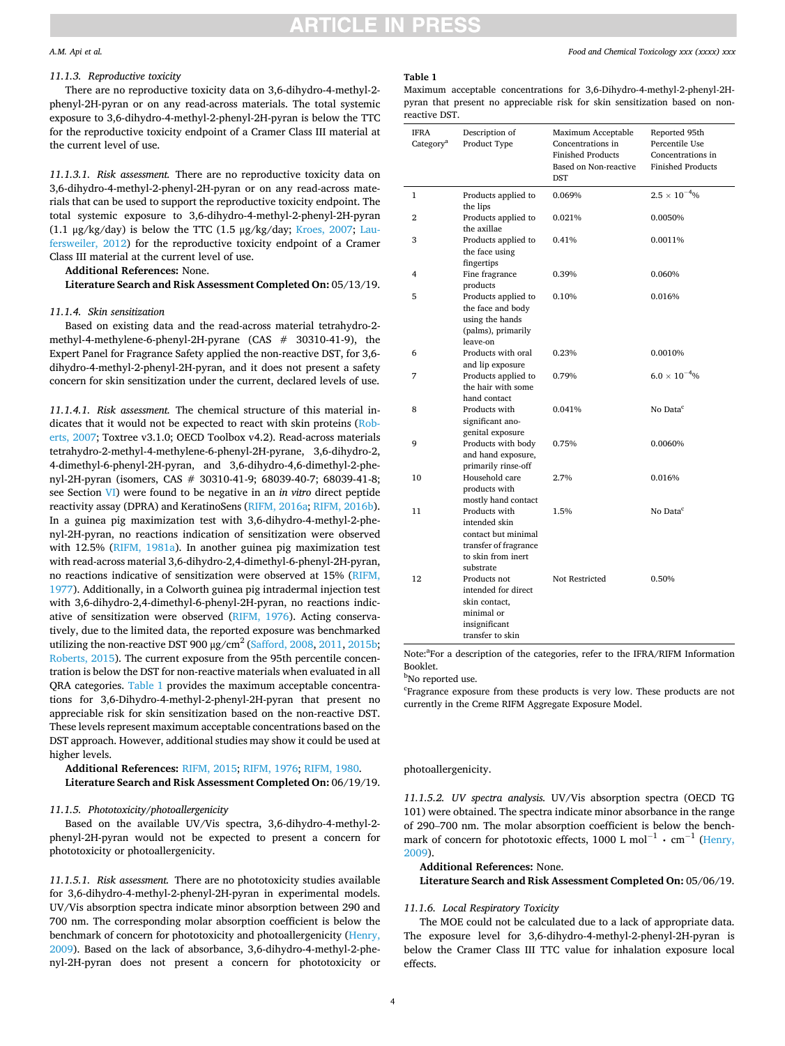### 11.1.3. Reproductive toxicity

There are no reproductive toxicity data on 3,6-dihydro-4-methyl-2-phenyl-2H-pyran or on any read-across materials. The total systemic exposure to 3,6-dihydro-4-methyl-2-phenyl-2H-pyran is below the TTC for the reproductive toxicity endpoint of a Cramer Class III material at the current level of use.

*11.1.3.1. Risk assessment.* There are no reproductive toxicity data on 3,6-dihydro-4-methyl-2-phenyl-2H-pyran or on any read-across materials that can be used to support the reproductive toxicity endpoint. The total systemic exposure to 3,6-dihydro-4-methyl-2-phenyl-2H-pyran (1.1 μg/kg/day) is below the TTC (1.5 μg/kg/day; Kroes, 2007; Laufersweiler, 2012) for the reproductive toxicity endpoint of a Cramer Class III material at the current level of use.

**Additional References:** None.

**Literature Search and Risk Assessment Completed On:** 05/13/19.

### 11.1.4. Skin sensitization

Based on existing data and the read-across material tetrahydro-2-methyl-4-methylene-6-phenyl-2H-pyrane (CAS # 30310-41-9), the Expert Panel for Fragrance Safety applied the non-reactive DST, for 3,6-dihydro-4-methyl-2-phenyl-2H-pyran, and it does not present a safety concern for skin sensitization under the current, declared levels of use.

*11.1.4.1. Risk assessment.* The chemical structure of this material indicates that it would not be expected to react with skin proteins (Roberts, 2007; Toxtree v3.1.0; OECD Toolbox v4.2). Read-across materials tetrahydro-2-methyl-4-methylene-6-phenyl-2H-pyrane, 3,6-dihydro-2, 4-dimethyl-6-phenyl-2H-pyran, and 3,6-dihydro-4,6-dimethyl-2-phenyl-2H-pyran (isomers, CAS # 30310-41-9; 68039-40-7; 68039-41-8; see Section VI) were found to be negative in an *in vitro* direct peptide reactivity assay (DPRA) and KeratinoSens (RIFM, 2016a; RIFM, 2016b). In a guinea pig maximization test with 3,6-dihydro-4-methyl-2-phenyl-2H-pyran, no reactions indicative of sensitization were observed with 12.5% (RIFM, 1981a). In another guinea pig maximization test with read-across material 3,6-dihydro-2,4-dimethyl-6-phenyl-2H-pyran, no reactions indicative of sensitization were observed at 15% (RIFM, 1977). Additionally, in a Colworth guinea pig intradermal injection test with 3,6-dihydro-2,4-dimethyl-6-phenyl-2H-pyran, no reactions indicative of sensitization were observed (RIFM, 1976). Acting conservatively, due to the limited data, the reported exposure was benchmarked utilizing the non-reactive DST 900 μg/cm$^2$ (Safford, 2008, 2011, 2015b; Roberts, 2015). The current exposure from the 95th percentile concentration is below the DST for non-reactive materials when evaluated in all QRA categories. Table 1 provides the maximum acceptable concentrations for 3,6-Dihydro-4-methyl-2-phenyl-2H-pyran that present no appreciable risk for skin sensitization based on the non-reactive DST. These levels represent maximum acceptable concentrations based on the DST approach. However, additional studies may show it could be used at higher levels.

**Additional References:** RIFM, 2015; RIFM, 1976; RIFM, 1980.

**Literature Search and Risk Assessment Completed On:** 06/19/19.

**Table 1**
Maximum acceptable concentrations for 3,6-Dihydro-4-methyl-2-phenyl-2H-pyran that present no appreciable risk for skin sensitization based on non-reactive DST.

| IFRA Category[a] | Description of Product Type | Maximum Acceptable Concentrations in Finished Products Based on Non-reactive DST | Reported 95th Percentile Use Concentrations in Finished Products |
|---|---|---|---|
| 1 | Products applied to the lips | 0.069% | $2.5 \times 10^{-4}$% |
| 2 | Products applied to the axillae | 0.021% | 0.0050% |
| 3 | Products applied to the face using fingertips | 0.41% | 0.0011% |
| 4 | Fine fragrance products | 0.39% | 0.060% |
| 5 | Products applied to the face and body using the hands (palms), primarily leave-on | 0.10% | 0.016% |
| 6 | Products with oral and lip exposure | 0.23% | 0.0010% |
| 7 | Products applied to the hair with some hand contact | 0.79% | $6.0 \times 10^{-4}$% |
| 8 | Products with significant ano-genital exposure | 0.041% | No Data[c] |
| 9 | Products with body and hand exposure, primarily rinse-off | 0.75% | 0.0060% |
| 10 | Household care products with mostly hand contact | 2.7% | 0.016% |
| 11 | Products with intended skin contact but minimal transfer of fragrance to skin from inert substrate | 1.5% | No Data[c] |
| 12 | Products not intended for direct skin contact, minimal or insignificant transfer to skin | Not Restricted | 0.50% |

Note:[a]For a description of the categories, refer to the IFRA/RIFM Information Booklet.
[b]No reported use.
[c]Fragrance exposure from these products is very low. These products are not currently in the Creme RIFM Aggregate Exposure Model.

### 11.1.5. Phototoxicity/photoallergenicity

Based on the available UV/Vis spectra, 3,6-dihydro-4-methyl-2-phenyl-2H-pyran would not be expected to present a concern for phototoxicity or photoallergenicity.

*11.1.5.1. Risk assessment.* There are no phototoxicity studies available for 3,6-dihydro-4-methyl-2-phenyl-2H-pyran in experimental models. UV/Vis absorption spectra indicate minor absorption between 290 and 700 nm. The corresponding molar absorption coefficient is below the benchmark of concern for phototoxicity and photoallergenicity (Henry, 2009). Based on the lack of absorbance, 3,6-dihydro-4-methyl-2-phenyl-2H-pyran does not present a concern for phototoxicity or photoallergenicity.

*11.1.5.2. UV spectra analysis.* UV/Vis absorption spectra (OECD TG 101) were obtained. The spectra indicate minor absorbance in the range of 290–700 nm. The molar absorption coefficient is below the benchmark of concern for phototoxic effects, 1000 L mol$^{-1}$ · cm$^{-1}$ (Henry, 2009).

**Additional References:** None.

**Literature Search and Risk Assessment Completed On:** 05/06/19.

### 11.1.6. Local Respiratory Toxicity

The MOE could not be calculated due to a lack of appropriate data. The exposure level for 3,6-dihydro-4-methyl-2-phenyl-2H-pyran is below the Cramer Class III TTC value for inhalation exposure local effects.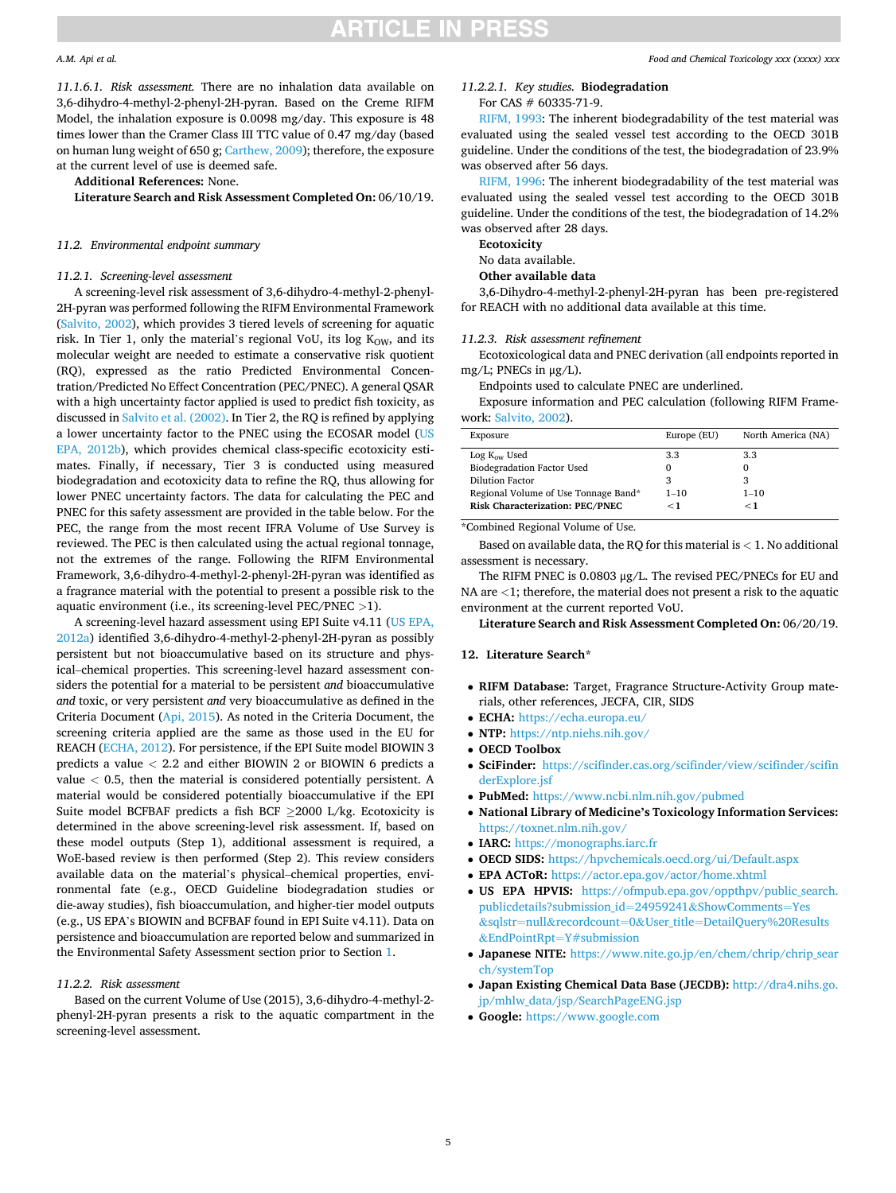*11.1.6.1. Risk assessment.* There are no inhalation data available on 3,6-dihydro-4-methyl-2-phenyl-2H-pyran. Based on the Creme RIFM Model, the inhalation exposure is 0.0098 mg/day. This exposure is 48 times lower than the Cramer Class III TTC value of 0.47 mg/day (based on human lung weight of 650 g; Carthew, 2009); therefore, the exposure at the current level of use is deemed safe.

**Additional References:** None.

**Literature Search and Risk Assessment Completed On:** 06/10/19.

### 11.2. Environmental endpoint summary

#### 11.2.1. Screening-level assessment

A screening-level risk assessment of 3,6-dihydro-4-methyl-2-phenyl-2H-pyran was performed following the RIFM Environmental Framework (Salvito, 2002), which provides 3 tiered levels of screening for aquatic risk. In Tier 1, only the material's regional VoU, its log $K_{OW}$, and its molecular weight are needed to estimate a conservative risk quotient (RQ), expressed as the ratio Predicted Environmental Concentration/Predicted No Effect Concentration (PEC/PNEC). A general QSAR with a high uncertainty factor applied is used to predict fish toxicity, as discussed in Salvito et al. (2002). In Tier 2, the RQ is refined by applying a lower uncertainty factor to the PNEC using the ECOSAR model (US EPA, 2012b), which provides chemical class-specific ecotoxicity estimates. Finally, if necessary, Tier 3 is conducted using measured biodegradation and ecotoxicity data to refine the RQ, thus allowing for lower PNEC uncertainty factors. The data for calculating the PEC and PNEC for this safety assessment are provided in the table below. For the PEC, the range from the most recent IFRA Volume of Use Survey is reviewed. The PEC is then calculated using the actual regional tonnage, not the extremes of the range. Following the RIFM Environmental Framework, 3,6-dihydro-4-methyl-2-phenyl-2H-pyran was identified as a fragrance material with the potential to present a possible risk to the aquatic environment (i.e., its screening-level PEC/PNEC >1).

A screening-level hazard assessment using EPI Suite v4.11 (US EPA, 2012a) identified 3,6-dihydro-4-methyl-2-phenyl-2H-pyran as possibly persistent but not bioaccumulative based on its structure and physical–chemical properties. This screening-level hazard assessment considers the potential for a material to be persistent *and* bioaccumulative *and* toxic, or very persistent *and* very bioaccumulative as defined in the Criteria Document (Api, 2015). As noted in the Criteria Document, the screening criteria applied are the same as those used in the EU for REACH (ECHA, 2012). For persistence, if the EPI Suite model BIOWIN 3 predicts a value < 2.2 and either BIOWIN 2 or BIOWIN 6 predicts a value < 0.5, then the material is considered potentially persistent. A material would be considered potentially bioaccumulative if the EPI Suite model BCFBAF predicts a fish BCF ≥2000 L/kg. Ecotoxicity is determined in the above screening-level risk assessment. If, based on these model outputs (Step 1), additional assessment is required, a WoE-based review is then performed (Step 2). This review considers available data on the material's physical–chemical properties, environmental fate (e.g., OECD Guideline biodegradation studies or die-away studies), fish bioaccumulation, and higher-tier model outputs (e.g., US EPA's BIOWIN and BCFBAF found in EPI Suite v4.11). Data on persistence and bioaccumulation are reported below and summarized in the Environmental Safety Assessment section prior to Section 1.

#### 11.2.2. Risk assessment

Based on the current Volume of Use (2015), 3,6-dihydro-4-methyl-2-phenyl-2H-pyran presents a risk to the aquatic compartment in the screening-level assessment.

*11.2.2.1. Key studies.* **Biodegradation**

For CAS # 60335-71-9.

RIFM, 1993: The inherent biodegradability of the test material was evaluated using the sealed vessel test according to the OECD 301B guideline. Under the conditions of the test, the biodegradation of 23.9% was observed after 56 days.

RIFM, 1996: The inherent biodegradability of the test material was evaluated using the sealed vessel test according to the OECD 301B guideline. Under the conditions of the test, the biodegradation of 14.2% was observed after 28 days.

**Ecotoxicity**

No data available.

**Other available data**

3,6-Dihydro-4-methyl-2-phenyl-2H-pyran has been pre-registered for REACH with no additional data available at this time.

#### 11.2.3. Risk assessment refinement

Ecotoxicological data and PNEC derivation (all endpoints reported in mg/L; PNECs in µg/L).

Endpoints used to calculate PNEC are underlined.

Exposure information and PEC calculation (following RIFM Framework: Salvito, 2002).

| Exposure | Europe (EU) | North America (NA) |
|---|---|---|
| Log $K_{ow}$ Used | 3.3 | 3.3 |
| Biodegradation Factor Used | 0 | 0 |
| Dilution Factor | 3 | 3 |
| Regional Volume of Use Tonnage Band* | 1–10 | 1–10 |
| **Risk Characterization: PEC/PNEC** | <1 | <1 |

*Combined Regional Volume of Use.

Based on available data, the RQ for this material is < 1. No additional assessment is necessary.

The RIFM PNEC is 0.0803 µg/L. The revised PEC/PNECs for EU and NA are <1; therefore, the material does not present a risk to the aquatic environment at the current reported VoU.

**Literature Search and Risk Assessment Completed On:** 06/20/19.

## 12. Literature Search*

- **RIFM Database:** Target, Fragrance Structure-Activity Group materials, other references, JECFA, CIR, SIDS
- **ECHA:** https://echa.europa.eu/
- **NTP:** https://ntp.niehs.nih.gov/
- **OECD Toolbox**
- **SciFinder:** https://scifinder.cas.org/scifinder/view/scifinder/scifinderExplore.jsf
- **PubMed:** https://www.ncbi.nlm.nih.gov/pubmed
- **National Library of Medicine's Toxicology Information Services:** https://toxnet.nlm.nih.gov/
- **IARC:** https://monographs.iarc.fr
- **OECD SIDS:** https://hpvchemicals.oecd.org/ui/Default.aspx
- **EPA ACToR:** https://actor.epa.gov/actor/home.xhtml
- **US EPA HPVIS:** https://ofmpub.epa.gov/oppthpv/public_search.publicdetails?submission_id=24959241&ShowComments=Yes&sqlstr=null&recordcount=0&User_title=DetailQuery%20Results&EndPointRpt=Y#submission
- **Japanese NITE:** https://www.nite.go.jp/en/chem/chrip/chrip_search/systemTop
- **Japan Existing Chemical Data Base (JECDB):** http://dra4.nihs.go.jp/mhlw_data/jsp/SearchPageENG.jsp
- **Google:** https://www.google.com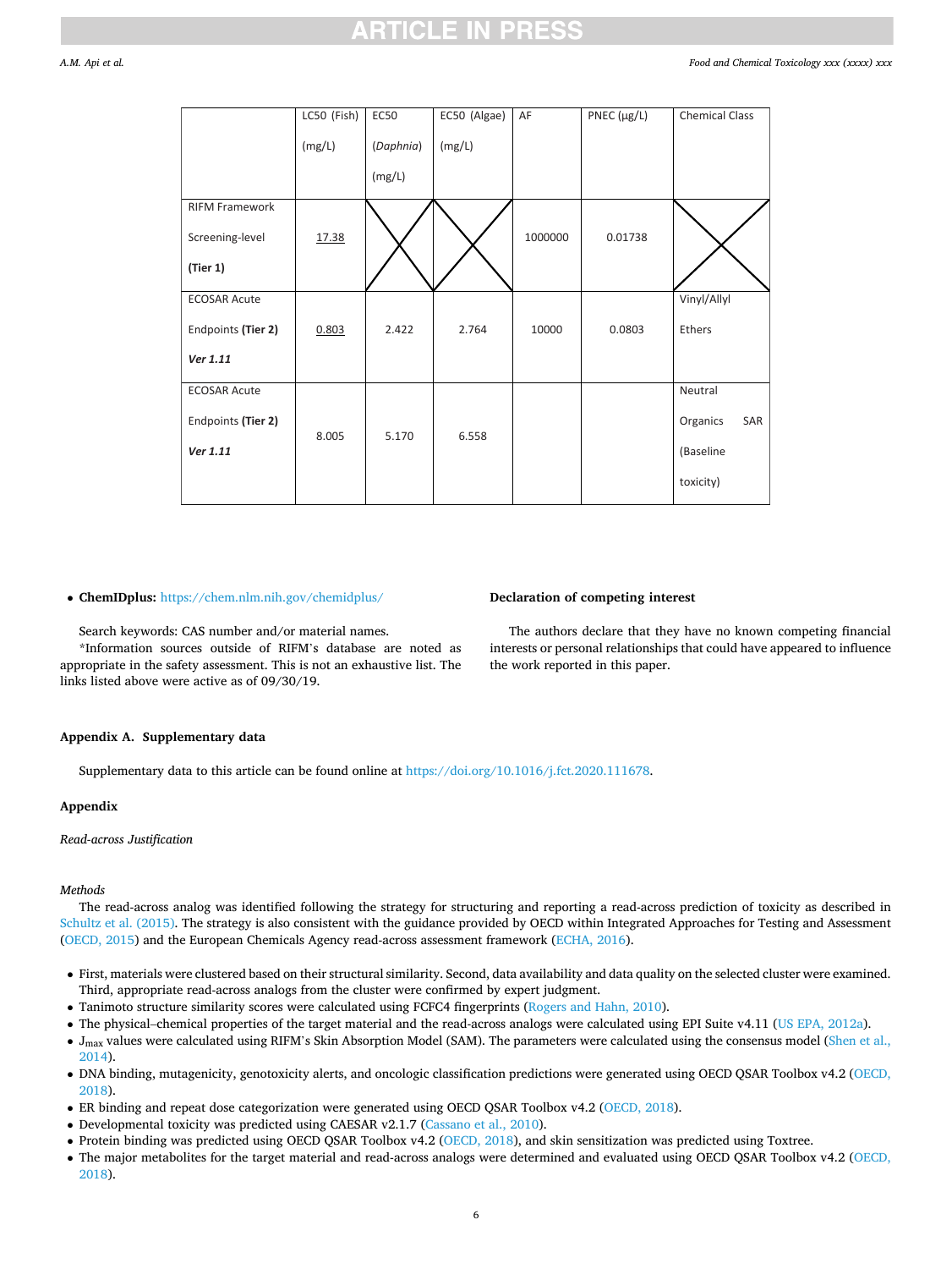| | LC50 (Fish) (mg/L) | EC50 (*Daphnia*) (mg/L) | EC50 (Algae) (mg/L) | AF | PNEC (µg/L) | Chemical Class |
|---|---|---|---|---|---|---|
| RIFM Framework Screening-level **(Tier 1)** | 17.38 | X | X | 1000000 | 0.01738 | X |
| ECOSAR Acute Endpoints **(Tier 2)** ***Ver 1.11*** | 0.803 | 2.422 | 2.764 | 10000 | 0.0803 | Vinyl/Allyl Ethers |
| ECOSAR Acute Endpoints **(Tier 2)** ***Ver 1.11*** | 8.005 | 5.170 | 6.558 | | | Neutral Organics SAR (Baseline toxicity) |

- **ChemIDplus:** https://chem.nlm.nih.gov/chemidplus/

Search keywords: CAS number and/or material names.

*Information sources outside of RIFM's database are noted as appropriate in the safety assessment. This is not an exhaustive list. The links listed above were active as of 09/30/19.

### Declaration of competing interest

The authors declare that they have no known competing financial interests or personal relationships that could have appeared to influence the work reported in this paper.

### Appendix A. Supplementary data

Supplementary data to this article can be found online at https://doi.org/10.1016/j.fct.2020.111678.

### Appendix

*Read-across Justification*

*Methods*

The read-across analog was identified following the strategy for structuring and reporting a read-across prediction of toxicity as described in Schultz et al. (2015). The strategy is also consistent with the guidance provided by OECD within Integrated Approaches for Testing and Assessment (OECD, 2015) and the European Chemicals Agency read-across assessment framework (ECHA, 2016).

- First, materials were clustered based on their structural similarity. Second, data availability and data quality on the selected cluster were examined. Third, appropriate read-across analogs from the cluster were confirmed by expert judgment.
- Tanimoto structure similarity scores were calculated using FCFC4 fingerprints (Rogers and Hahn, 2010).
- The physical–chemical properties of the target material and the read-across analogs were calculated using EPI Suite v4.11 (US EPA, 2012a).
- $J_{max}$ values were calculated using RIFM's Skin Absorption Model (SAM). The parameters were calculated using the consensus model (Shen et al., 2014).
- DNA binding, mutagenicity, genotoxicity alerts, and oncologic classification predictions were generated using OECD QSAR Toolbox v4.2 (OECD, 2018).
- ER binding and repeat dose categorization were generated using OECD QSAR Toolbox v4.2 (OECD, 2018).
- Developmental toxicity was predicted using CAESAR v2.1.7 (Cassano et al., 2010).
- Protein binding was predicted using OECD QSAR Toolbox v4.2 (OECD, 2018), and skin sensitization was predicted using Toxtree.
- The major metabolites for the target material and read-across analogs were determined and evaluated using OECD QSAR Toolbox v4.2 (OECD, 2018).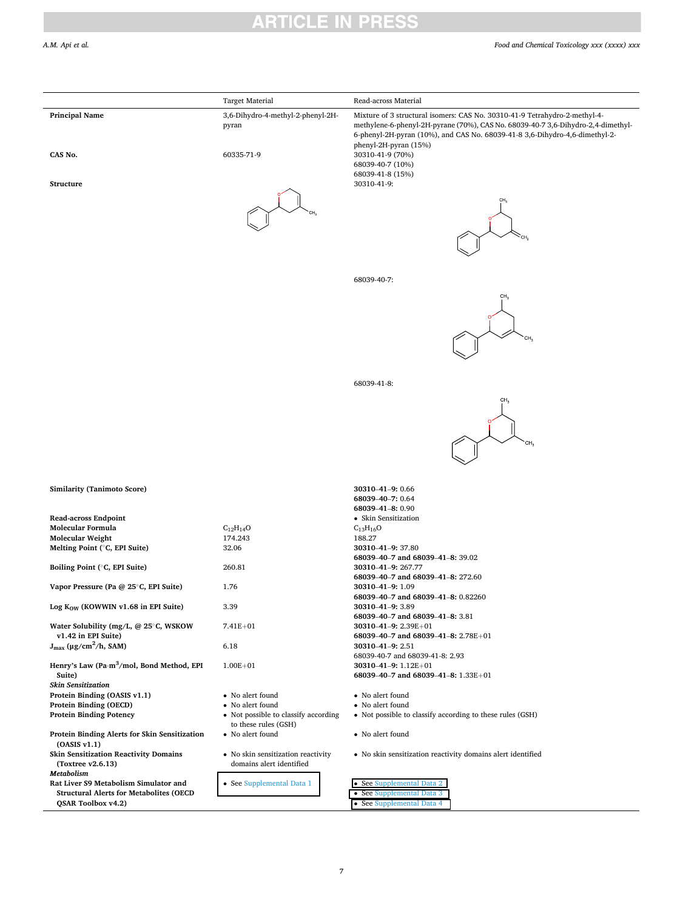| | Target Material | Read-across Material |
|---|---|---|
| **Principal Name** | 3,6-Dihydro-4-methyl-2-phenyl-2H-pyran | Mixture of 3 structural isomers: CAS No. 30310-41-9 Tetrahydro-2-methyl-4-methylene-6-phenyl-2H-pyrane (70%), CAS No. 68039-40-7 3,6-Dihydro-2,4-dimethyl-6-phenyl-2H-pyran (10%), and CAS No. 68039-41-8 3,6-Dihydro-4,6-dimethyl-2-phenyl-2H-pyran (15%) |
| **CAS No.** | 60335-71-9 | 30310-41-9 (70%)<br>68039-40-7 (10%)<br>68039-41-8 (15%) |
| **Structure** | | 30310-41-9:<br>68039-40-7:<br>68039-41-8: |
| **Similarity (Tanimoto Score)** | | **30310–41–9:** 0.66<br>**68039–40–7:** 0.64<br>**68039–41–8:** 0.90 |
| **Read-across Endpoint** | | • Skin Sensitization |
| **Molecular Formula** | $C_{12}H_{14}O$ | $C_{13}H_{16}O$ |
| **Molecular Weight** | 174.243 | 188.27 |
| **Melting Point (°C, EPI Suite)** | 32.06 | **30310–41–9:** 37.80<br>**68039–40–7 and 68039–41–8:** 39.02 |
| **Boiling Point (°C, EPI Suite)** | 260.81 | **30310–41–9:** 267.77<br>**68039–40–7 and 68039–41–8:** 272.60 |
| **Vapor Pressure (Pa @ 25°C, EPI Suite)** | 1.76 | **30310–41–9:** 1.09<br>**68039–40–7 and 68039–41–8:** 0.82260 |
| **Log $K_{OW}$ (KOWWIN v1.68 in EPI Suite)** | 3.39 | **30310–41–9:** 3.89<br>**68039–40–7 and 68039–41–8:** 3.81 |
| **Water Solubility (mg/L, @ 25°C, WSKOW v1.42 in EPI Suite)** | 7.41E+01 | **30310–41–9:** 2.39E+01<br>**68039–40–7 and 68039–41–8:** 2.78E+01 |
| **$J_{max}$ (μg/cm$^2$/h, SAM)** | 6.18 | **30310–41–9:** 2.51<br>68039-40-7 and 68039-41-8: 2.93 |
| **Henry's Law (Pa·m$^3$/mol, Bond Method, EPI Suite)** | 1.00E+01 | **30310–41–9:** 1.12E+01<br>**68039–40–7 and 68039–41–8:** 1.33E+01 |
| ***Skin Sensitization*** | | |
| **Protein Binding (OASIS v1.1)** | • No alert found | • No alert found |
| **Protein Binding (OECD)** | • No alert found | • No alert found |
| **Protein Binding Potency** | • Not possible to classify according to these rules (GSH) | • Not possible to classify according to these rules (GSH) |
| **Protein Binding Alerts for Skin Sensitization (OASIS v1.1)** | • No alert found | • No alert found |
| **Skin Sensitization Reactivity Domains (Toxtree v2.6.13)** | • No skin sensitization reactivity domains alert identified | • No skin sensitization reactivity domains alert identified |
| ***Metabolism*** | | |
| **Rat Liver S9 Metabolism Simulator and Structural Alerts for Metabolites (OECD QSAR Toolbox v4.2)** | • See Supplemental Data 1 | • See Supplemental Data 2<br>• See Supplemental Data 3<br>• See Supplemental Data 4 |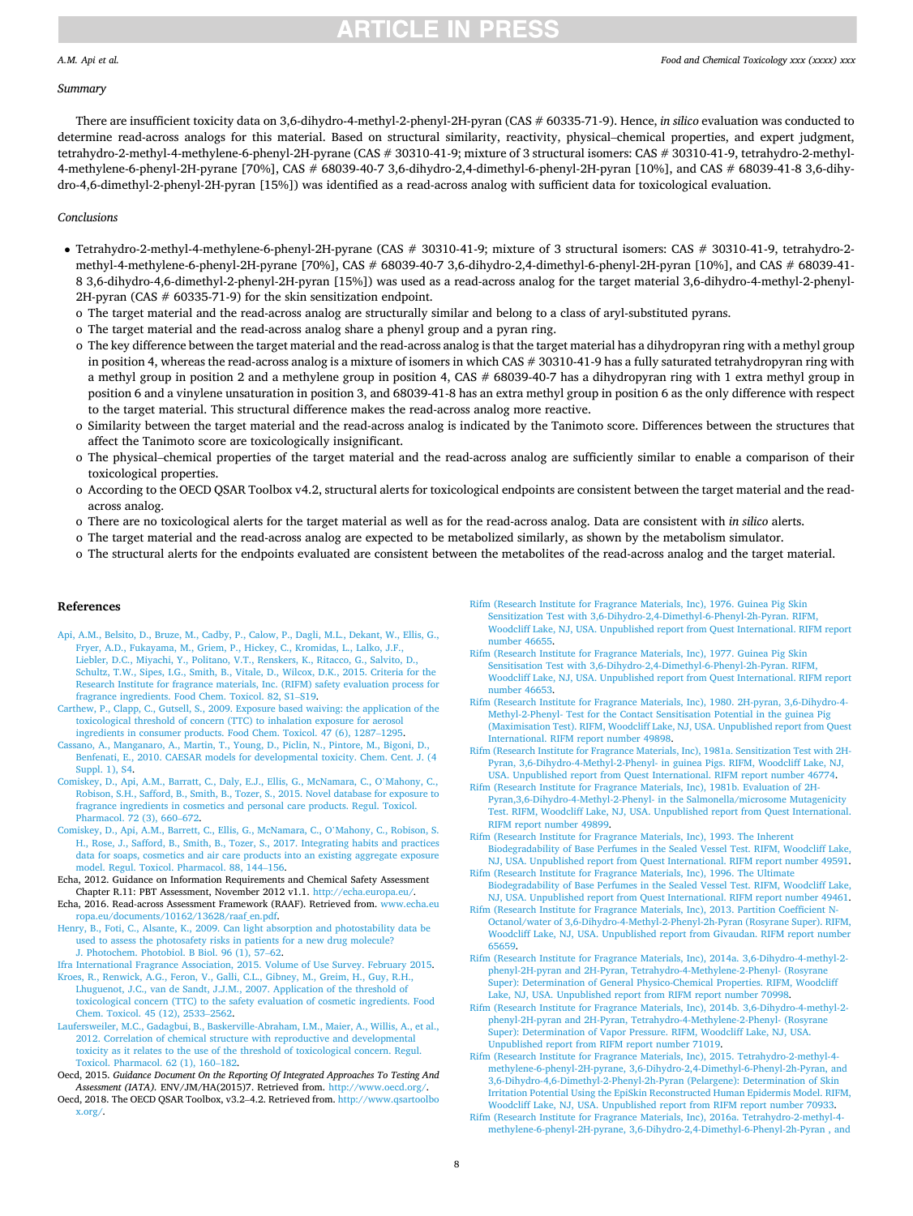*Summary*

There are insufficient toxicity data on 3,6-dihydro-4-methyl-2-phenyl-2H-pyran (CAS # 60335-71-9). Hence, *in silico* evaluation was conducted to determine read-across analogs for this material. Based on structural similarity, reactivity, physical–chemical properties, and expert judgment, tetrahydro-2-methyl-4-methylene-6-phenyl-2H-pyrane (CAS # 30310-41-9; mixture of 3 structural isomers: CAS # 30310-41-9, tetrahydro-2-methyl-4-methylene-6-phenyl-2H-pyrane [70%], CAS # 68039-40-7 3,6-dihydro-2,4-dimethyl-6-phenyl-2H-pyran [10%], and CAS # 68039-41-8 3,6-dihydro-4,6-dimethyl-2-phenyl-2H-pyran [15%]) was identified as a read-across analog with sufficient data for toxicological evaluation.

*Conclusions*

- Tetrahydro-2-methyl-4-methylene-6-phenyl-2H-pyrane (CAS # 30310-41-9; mixture of 3 structural isomers: CAS # 30310-41-9, tetrahydro-2-methyl-4-methylene-6-phenyl-2H-pyrane [70%], CAS # 68039-40-7 3,6-dihydro-2,4-dimethyl-6-phenyl-2H-pyran [10%], and CAS # 68039-41-8 3,6-dihydro-4,6-dimethyl-2-phenyl-2H-pyran [15%]) was used as a read-across analog for the target material 3,6-dihydro-4-methyl-2-phenyl-2H-pyran (CAS # 60335-71-9) for the skin sensitization endpoint.
  - o The target material and the read-across analog are structurally similar and belong to a class of aryl-substituted pyrans.
  - o The target material and the read-across analog share a phenyl group and a pyran ring.
  - o The key difference between the target material and the read-across analog is that the target material has a dihydropyran ring with a methyl group in position 4, whereas the read-across analog is a mixture of isomers in which CAS # 30310-41-9 has a fully saturated tetrahydropyran ring with a methyl group in position 2 and a methylene group in position 4, CAS # 68039-40-7 has a dihydropyran ring with 1 extra methyl group in position 6 and a vinylene unsaturation in position 3, and 68039-41-8 has an extra methyl group in position 6 as the only difference with respect to the target material. This structural difference makes the read-across analog more reactive.
  - o Similarity between the target material and the read-across analog is indicated by the Tanimoto score. Differences between the structures that affect the Tanimoto score are toxicologically insignificant.
  - o The physical–chemical properties of the target material and the read-across analog are sufficiently similar to enable a comparison of their toxicological properties.
  - o According to the OECD QSAR Toolbox v4.2, structural alerts for toxicological endpoints are consistent between the target material and the read-across analog.
  - o There are no toxicological alerts for the target material as well as for the read-across analog. Data are consistent with *in silico* alerts.
  - o The target material and the read-across analog are expected to be metabolized similarly, as shown by the metabolism simulator.
  - o The structural alerts for the endpoints evaluated are consistent between the metabolites of the read-across analog and the target material.

## References

Api, A.M., Belsito, D., Bruze, M., Cadby, P., Calow, P., Dagli, M.L., Dekant, W., Ellis, G., Fryer, A.D., Fukayama, M., Griem, P., Hickey, C., Kromidas, L., Lalko, J.F., Liebler, D.C., Miyachi, Y., Politano, V.T., Renskers, K., Ritacco, G., Salvito, D., Schultz, T.W., Sipes, I.G., Smith, B., Vitale, D., Wilcox, D.K., 2015. Criteria for the Research Institute for fragrance materials, Inc. (RIFM) safety evaluation process for fragrance ingredients. Food Chem. Toxicol. 82, S1–S19.

Carthew, P., Clapp, C., Gutsell, S., 2009. Exposure based waiving: the application of the toxicological threshold of concern (TTC) to inhalation exposure for aerosol ingredients in consumer products. Food Chem. Toxicol. 47 (6), 1287–1295.

Cassano, A., Manganaro, A., Martin, T., Young, D., Piclin, N., Pintore, M., Bigoni, D., Benfenati, E., 2010. CAESAR models for developmental toxicity. Chem. Cent. J. (4 Suppl. 1), S4.

Comiskey, D., Api, A.M., Barratt, C., Daly, E.J., Ellis, G., McNamara, C., O'Mahony, C., Robison, S.H., Safford, B., Smith, B., Tozer, S., 2015. Novel database for exposure to fragrance ingredients in cosmetics and personal care products. Regul. Toxicol. Pharmacol. 72 (3), 660–672.

Comiskey, D., Api, A.M., Barrett, C., Ellis, G., McNamara, C., O'Mahony, C., Robison, S. H., Rose, J., Safford, B., Smith, B., Tozer, S., 2017. Integrating habits and practices data for soaps, cosmetics and air care products into an existing aggregate exposure model. Regul. Toxicol. Pharmacol. 88, 144–156.

Echa, 2012. Guidance on Information Requirements and Chemical Safety Assessment Chapter R.11: PBT Assessment, November 2012 v1.1. http://echa.europa.eu/.

Echa, 2016. Read-across Assessment Framework (RAAF). Retrieved from. www.echa.europa.eu/documents/10162/13628/raaf_en.pdf.

Henry, B., Foti, C., Alsante, K., 2009. Can light absorption and photostability data be used to assess the photosafety risks in patients for a new drug molecule? J. Photochem. Photobiol. B Biol. 96 (1), 57–62.

Ifra International Fragrance Association, 2015. Volume of Use Survey. February 2015.

Kroes, R., Renwick, A.G., Feron, V., Galli, C.L., Gibney, M., Greim, H., Guy, R.H., Lhuguenot, J.C., van de Sandt, J.J.M., 2007. Application of the threshold of toxicological concern (TTC) to the safety evaluation of cosmetic ingredients. Food Chem. Toxicol. 45 (12), 2533–2562.

Laufersweiler, M.C., Gadagbui, B., Baskerville-Abraham, I.M., Maier, A., Willis, A., et al., 2012. Correlation of chemical structure with reproductive and developmental toxicity as it relates to the use of the threshold of toxicological concern. Regul. Toxicol. Pharmacol. 62 (1), 160–182.

Oecd, 2015. *Guidance Document On the Reporting Of Integrated Approaches To Testing And Assessment (IATA)*. ENV/JM/HA(2015)7. Retrieved from. http://www.oecd.org/.

Oecd, 2018. The OECD QSAR Toolbox, v3.2–4.2. Retrieved from. http://www.qsartoolbox.org/.

Rifm (Research Institute for Fragrance Materials, Inc), 1976. Guinea Pig Skin Sensitization Test with 3,6-Dihydro-2,4-Dimethyl-6-Phenyl-2h-Pyran. RIFM, Woodcliff Lake, NJ, USA. Unpublished report from Quest International. RIFM report number 46655.

Rifm (Research Institute for Fragrance Materials, Inc), 1977. Guinea Pig Skin Sensitisation Test with 3,6-Dihydro-2,4-Dimethyl-6-Phenyl-2h-Pyran. RIFM, Woodcliff Lake, NJ, USA. Unpublished report from Quest International. RIFM report number 46653.

Rifm (Research Institute for Fragrance Materials, Inc), 1980. 2H-pyran, 3,6-Dihydro-4-Methyl-2-Phenyl- Test for the Contact Sensitisation Potential in the guinea Pig (Maximisation Test). RIFM, Woodcliff Lake, NJ, USA. Unpublished report from Quest International. RIFM report number 49898.

Rifm (Research Institute for Fragrance Materials, Inc), 1981a. Sensitization Test with 2H-Pyran, 3,6-Dihydro-4-Methyl-2-Phenyl- in guinea Pigs. RIFM, Woodcliff Lake, NJ, USA. Unpublished report from Quest International. RIFM report number 46774.

Rifm (Research Institute for Fragrance Materials, Inc), 1981b. Evaluation of 2H-Pyran,3,6-Dihydro-4-Methyl-2-Phenyl- in the Salmonella/microsome Mutagenicity Test. RIFM, Woodcliff Lake, NJ, USA. Unpublished report from Quest International. RIFM report number 49899.

Rifm (Research Institute for Fragrance Materials, Inc), 1993. The Inherent Biodegradability of Base Perfumes in the Sealed Vessel Test. RIFM, Woodcliff Lake, NJ, USA. Unpublished report from Quest International. RIFM report number 49591.

Rifm (Research Institute for Fragrance Materials, Inc), 1996. The Ultimate Biodegradability of Base Perfumes in the Sealed Vessel Test. RIFM, Woodcliff Lake, NJ, USA. Unpublished report from Quest International. RIFM report number 49461.

Rifm (Research Institute for Fragrance Materials, Inc), 2013. Partition Coefficient N-Octanol/water of 3,6-Dihydro-4-Methyl-2-Phenyl-2h-Pyran (Rosyrane Super). RIFM, Woodcliff Lake, NJ, USA. Unpublished report from Givaudan. RIFM report number 65659.

Rifm (Research Institute for Fragrance Materials, Inc), 2014a. 3,6-Dihydro-4-methyl-2-phenyl-2H-pyran and 2H-Pyran, Tetrahydro-4-Methylene-2-Phenyl- (Rosyrane Super): Determination of General Physico-Chemical Properties. RIFM, Woodcliff Lake, NJ, USA. Unpublished report from RIFM report number 70998.

Rifm (Research Institute for Fragrance Materials, Inc), 2014b. 3,6-Dihydro-4-methyl-2-phenyl-2H-pyran and 2H-Pyran, Tetrahydro-4-Methylene-2-Phenyl- (Rosyrane Super): Determination of Vapor Pressure. RIFM, Woodcliff Lake, NJ, USA. Unpublished report from RIFM report number 71019.

Rifm (Research Institute for Fragrance Materials, Inc), 2015. Tetrahydro-2-methyl-4-methylene-6-phenyl-2H-pyrane, 3,6-Dihydro-2,4-Dimethyl-6-Phenyl-2h-Pyran, and 3,6-Dihydro-4,6-Dimethyl-2-Phenyl-2h-Pyran (Pelargene): Determination of Skin Irritation Potential Using the EpiSkin Reconstructed Human Epidermis Model. RIFM, Woodcliff Lake, NJ, USA. Unpublished report from RIFM report number 70933.

Rifm (Research Institute for Fragrance Materials, Inc), 2016a. Tetrahydro-2-methyl-4-methylene-6-phenyl-2H-pyrane, 3,6-Dihydro-2,4-Dimethyl-6-Phenyl-2h-Pyran , and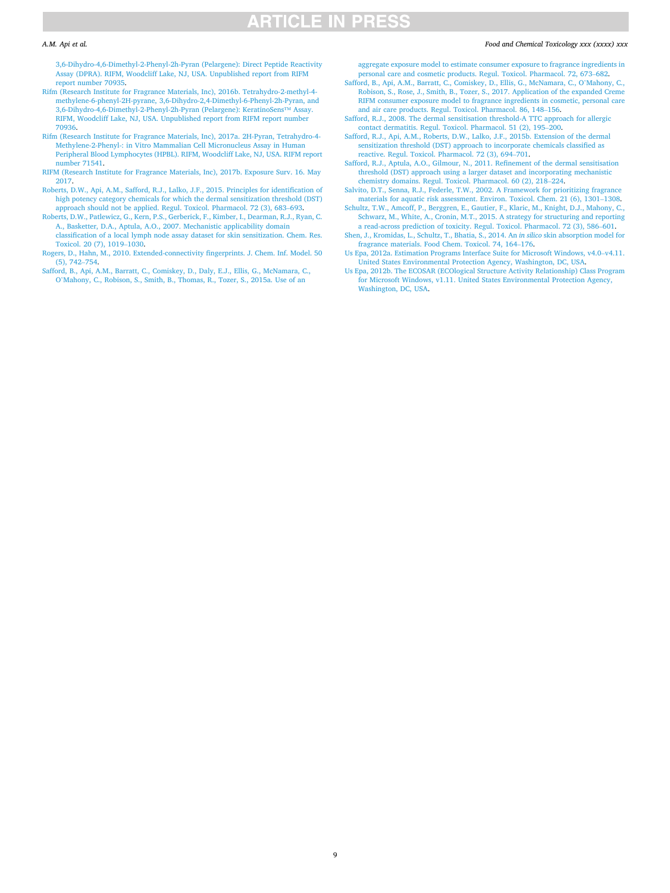3,6-Dihydro-4,6-Dimethyl-2-Phenyl-2h-Pyran (Pelargene): Direct Peptide Reactivity Assay (DPRA). RIFM, Woodcliff Lake, NJ, USA. Unpublished report from RIFM report number 70935.

Rifm (Research Institute for Fragrance Materials, Inc), 2016b. Tetrahydro-2-methyl-4-methylene-6-phenyl-2H-pyrane, 3,6-Dihydro-2,4-Dimethyl-6-Phenyl-2h-Pyran, and 3,6-Dihydro-4,6-Dimethyl-2-Phenyl-2h-Pyran (Pelargene): KeratinoSens™ Assay. RIFM, Woodcliff Lake, NJ, USA. Unpublished report from RIFM report number 70936.

Rifm (Research Institute for Fragrance Materials, Inc), 2017a. 2H-Pyran, Tetrahydro-4-Methylene-2-Phenyl-: in Vitro Mammalian Cell Micronucleus Assay in Human Peripheral Blood Lymphocytes (HPBL). RIFM, Woodcliff Lake, NJ, USA. RIFM report number 71541.

RIFM (Research Institute for Fragrance Materials, Inc), 2017b. Exposure Surv. 16. May 2017.

Roberts, D.W., Api, A.M., Safford, R.J., Lalko, J.F., 2015. Principles for identification of high potency category chemicals for which the dermal sensitization threshold (DST) approach should not be applied. Regul. Toxicol. Pharmacol. 72 (3), 683–693.

Roberts, D.W., Patlewicz, G., Kern, P.S., Gerberick, F., Kimber, I., Dearman, R.J., Ryan, C. A., Basketter, D.A., Aptula, A.O., 2007. Mechanistic applicability domain classification of a local lymph node assay dataset for skin sensitization. Chem. Res. Toxicol. 20 (7), 1019–1030.

Rogers, D., Hahn, M., 2010. Extended-connectivity fingerprints. J. Chem. Inf. Model. 50 (5), 742–754.

Safford, B., Api, A.M., Barratt, C., Comiskey, D., Daly, E.J., Ellis, G., McNamara, C., O'Mahony, C., Robison, S., Smith, B., Thomas, R., Tozer, S., 2015a. Use of an aggregate exposure model to estimate consumer exposure to fragrance ingredients in personal care and cosmetic products. Regul. Toxicol. Pharmacol. 72, 673–682.

Safford, B., Api, A.M., Barratt, C., Comiskey, D., Ellis, G., McNamara, C., O'Mahony, C., Robison, S., Rose, J., Smith, B., Tozer, S., 2017. Application of the expanded Creme RIFM consumer exposure model to fragrance ingredients in cosmetic, personal care and air care products. Regul. Toxicol. Pharmacol. 86, 148–156.

Safford, R.J., 2008. The dermal sensitisation threshold-A TTC approach for allergic contact dermatitis. Regul. Toxicol. Pharmacol. 51 (2), 195–200.

Safford, R.J., Api, A.M., Roberts, D.W., Lalko, J.F., 2015b. Extension of the dermal sensitization threshold (DST) approach to incorporate chemicals classified as reactive. Regul. Toxicol. Pharmacol. 72 (3), 694–701.

Safford, R.J., Aptula, A.O., Gilmour, N., 2011. Refinement of the dermal sensitisation threshold (DST) approach using a larger dataset and incorporating mechanistic chemistry domains. Regul. Toxicol. Pharmacol. 60 (2), 218–224.

Salvito, D.T., Senna, R.J., Federle, T.W., 2002. A Framework for prioritizing fragrance materials for aquatic risk assessment. Environ. Toxicol. Chem. 21 (6), 1301–1308.

Schultz, T.W., Amcoff, P., Berggren, E., Gautier, F., Klaric, M., Knight, D.J., Mahony, C., Schwarz, M., White, A., Cronin, M.T., 2015. A strategy for structuring and reporting a read-across prediction of toxicity. Regul. Toxicol. Pharmacol. 72 (3), 586–601.

Shen, J., Kromidas, L., Schultz, T., Bhatia, S., 2014. An *in silico* skin absorption model for fragrance materials. Food Chem. Toxicol. 74, 164–176.

Us Epa, 2012a. Estimation Programs Interface Suite for Microsoft Windows, v4.0–v4.11. United States Environmental Protection Agency, Washington, DC, USA.

Us Epa, 2012b. The ECOSAR (ECOlogical Structure Activity Relationship) Class Program for Microsoft Windows, v1.11. United States Environmental Protection Agency, Washington, DC, USA.